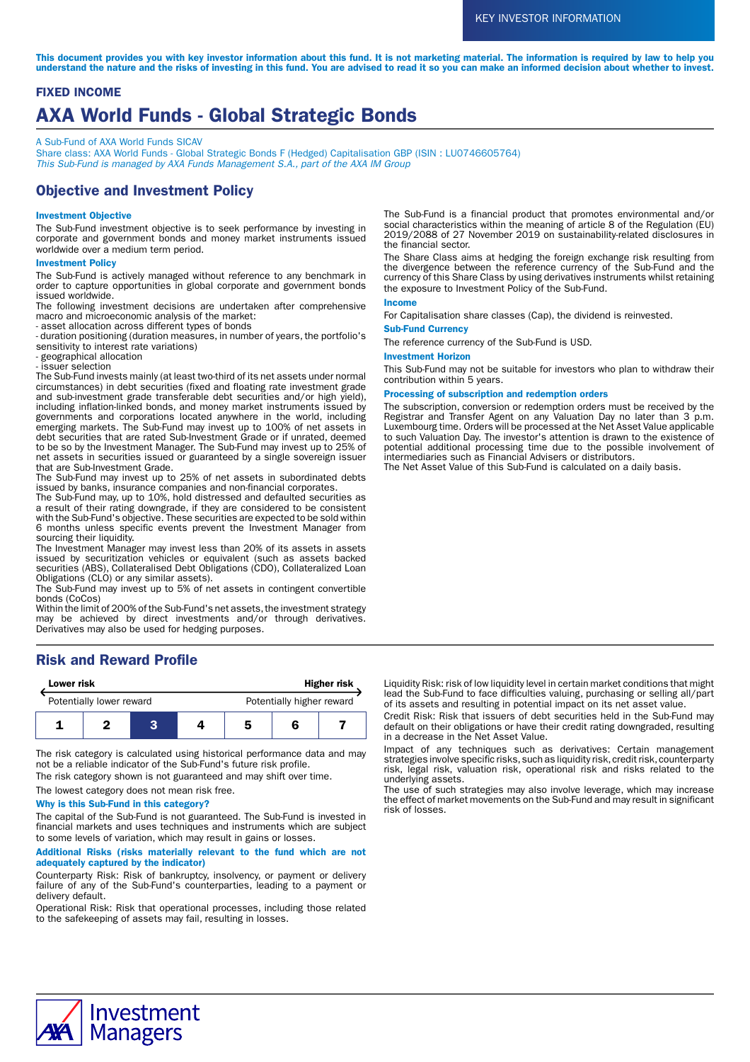KEY INVESTOR INFORMATION

**This document provides you with key investor information about this fund. It is not marketing material. The information is required by law to help you understand the nature and the risks of investing in this fund. You are advised to read it so you can make an informed decision about whether to invest.**

**FIXED INCOME**

# AXA World Funds - Global Strategic Bonds

A Sub-Fund of AXA World Funds SICAV
Share class: AXA World Funds - Global Strategic Bonds F (Hedged) Capitalisation GBP (ISIN : LU0746605764)
*This Sub-Fund is managed by AXA Funds Management S.A., part of the AXA IM Group*

## Objective and Investment Policy

### Investment Objective

The Sub-Fund investment objective is to seek performance by investing in corporate and government bonds and money market instruments issued worldwide over a medium term period.

### Investment Policy

The Sub-Fund is actively managed without reference to any benchmark in order to capture opportunities in global corporate and government bonds issued worldwide.
The following investment decisions are undertaken after comprehensive macro and microeconomic analysis of the market:
- asset allocation across different types of bonds
- duration positioning (duration measures, in number of years, the portfolio's sensitivity to interest rate variations)
- geographical allocation
- issuer selection

The Sub-Fund invests mainly (at least two-third of its net assets under normal circumstances) in debt securities (fixed and floating rate investment grade and sub-investment grade transferable debt securities and/or high yield), including inflation-linked bonds, and money market instruments issued by governments and corporations located anywhere in the world, including emerging markets. The Sub-Fund may invest up to 100% of net assets in debt securities that are rated Sub-Investment Grade or if unrated, deemed to be so by the Investment Manager. The Sub-Fund may invest up to 25% of net assets in securities issued or guaranteed by a single sovereign issuer that are Sub-Investment Grade.
The Sub-Fund may invest up to 25% of net assets in subordinated debts issued by banks, insurance companies and non-financial corporates.
The Sub-Fund may, up to 10%, hold distressed and defaulted securities as a result of their rating downgrade, if they are considered to be consistent with the Sub-Fund's objective. These securities are expected to be sold within 6 months unless specific events prevent the Investment Manager from sourcing their liquidity.
The Investment Manager may invest less than 20% of its assets in assets issued by securitization vehicles or equivalent (such as assets backed securities (ABS), Collateralised Debt Obligations (CDO), Collateralized Loan Obligations (CLO) or any similar assets).
The Sub-Fund may invest up to 5% of net assets in contingent convertible bonds (CoCos)
Within the limit of 200% of the Sub-Fund's net assets, the investment strategy may be achieved by direct investments and/or through derivatives. Derivatives may also be used for hedging purposes.

The Sub-Fund is a financial product that promotes environmental and/or social characteristics within the meaning of article 8 of the Regulation (EU) 2019/2088 of 27 November 2019 on sustainability-related disclosures in the financial sector.
The Share Class aims at hedging the foreign exchange risk resulting from the divergence between the reference currency of the Sub-Fund and the currency of this Share Class by using derivatives instruments whilst retaining the exposure to Investment Policy of the Sub-Fund.

### Income

For Capitalisation share classes (Cap), the dividend is reinvested.

### Sub-Fund Currency

The reference currency of the Sub-Fund is USD.

### Investment Horizon

This Sub-Fund may not be suitable for investors who plan to withdraw their contribution within 5 years.

### Processing of subscription and redemption orders

The subscription, conversion or redemption orders must be received by the Registrar and Transfer Agent on any Valuation Day no later than 3 p.m. Luxembourg time. Orders will be processed at the Net Asset Value applicable to such Valuation Day. The investor's attention is drawn to the existence of potential additional processing time due to the possible involvement of intermediaries such as Financial Advisers or distributors.
The Net Asset Value of this Sub-Fund is calculated on a daily basis.

## Risk and Reward Profile

| Lower risk | | | | | | Higher risk |
|---|---|---|---|---|---|---|
| Potentially lower reward | | | | | | Potentially higher reward |
| 1 | 2 | **3** | 4 | 5 | 6 | 7 |

The risk category is calculated using historical performance data and may not be a reliable indicator of the Sub-Fund's future risk profile.
The risk category shown is not guaranteed and may shift over time.
The lowest category does not mean risk free.

### Why is this Sub-Fund in this category?

The capital of the Sub-Fund is not guaranteed. The Sub-Fund is invested in financial markets and uses techniques and instruments which are subject to some levels of variation, which may result in gains or losses.

### Additional Risks (risks materially relevant to the fund which are not adequately captured by the indicator)

Counterparty Risk: Risk of bankruptcy, insolvency, or payment or delivery failure of any of the Sub-Fund's counterparties, leading to a payment or delivery default.
Operational Risk: Risk that operational processes, including those related to the safekeeping of assets may fail, resulting in losses.
Liquidity Risk: risk of low liquidity level in certain market conditions that might lead the Sub-Fund to face difficulties valuing, purchasing or selling all/part of its assets and resulting in potential impact on its net asset value.
Credit Risk: Risk that issuers of debt securities held in the Sub-Fund may default on their obligations or have their credit rating downgraded, resulting in a decrease in the Net Asset Value.
Impact of any techniques such as derivatives: Certain management strategies involve specific risks, such as liquidity risk, credit risk, counterparty risk, legal risk, valuation risk, operational risk and risks related to the underlying assets.
The use of such strategies may also involve leverage, which may increase the effect of market movements on the Sub-Fund and may result in significant risk of losses.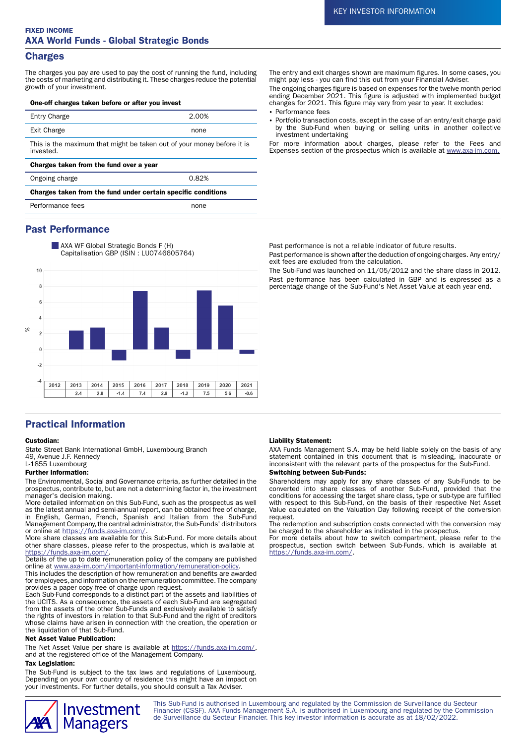FIXED INCOME
## AXA World Funds - Global Strategic Bonds

## Charges

The charges you pay are used to pay the cost of running the fund, including the costs of marketing and distributing it. These charges reduce the potential growth of your investment.

| One-off charges taken before or after you invest | |
|---|---|
| Entry Charge | 2.00% |
| Exit Charge | none |
| This is the maximum that might be taken out of your money before it is invested. | |
| **Charges taken from the fund over a year** | |
| Ongoing charge | 0.82% |
| **Charges taken from the fund under certain specific conditions** | |
| Performance fees | none |

The entry and exit charges shown are maximum figures. In some cases, you might pay less - you can find this out from your Financial Adviser.

The ongoing charges figure is based on expenses for the twelve month period ending December 2021. This figure is adjusted with implemented budget changes for 2021. This figure may vary from year to year. It excludes:

- Performance fees
- Portfolio transaction costs, except in the case of an entry/exit charge paid by the Sub-Fund when buying or selling units in another collective investment undertaking

For more information about charges, please refer to the Fees and Expenses section of the prospectus which is available at www.axa-im.com.

## Past Performance

AXA WF Global Strategic Bonds F (H) Capitalisation GBP (ISIN : LU0746605764)

%

10
8
6
4
2
0
-2
-4

2012 2013 2014 2015 2016 2017 2018 2019 2020 2021

2.4 2.8 -1.4 7.4 2.8 -1.2 7.5 5.6 -0.6

Past performance is not a reliable indicator of future results.

Past performance is shown after the deduction of ongoing charges. Any entry/exit fees are excluded from the calculation.

The Sub-Fund was launched on 11/05/2012 and the share class in 2012.

Past performance has been calculated in GBP and is expressed as a percentage change of the Sub-Fund's Net Asset Value at each year end.

## Practical Information

**Custodian:**

State Street Bank International GmbH, Luxembourg Branch
49, Avenue J.F. Kennedy
L-1855 Luxembourg

**Further Information:**

The Environmental, Social and Governance criteria, as further detailed in the prospectus, contribute to, but are not a determining factor in, the investment manager's decision making.

More detailed information on this Sub-Fund, such as the prospectus as well as the latest annual and semi-annual report, can be obtained free of charge, in English, German, French, Spanish and Italian from the Sub-Fund Management Company, the central administrator, the Sub-Funds' distributors or online at https://funds.axa-im.com/.

More share classes are available for this Sub-Fund. For more details about other share classes, please refer to the prospectus, which is available at https://funds.axa-im.com/.

Details of the up to date remuneration policy of the company are published online at www.axa-im.com/important-information/remuneration-policy.

This includes the description of how remuneration and benefits are awarded for employees, and information on the remuneration committee. The company provides a paper copy free of charge upon request.

Each Sub-Fund corresponds to a distinct part of the assets and liabilities of the UCITS. As a consequence, the assets of each Sub-Fund are segregated from the assets of the other Sub-Funds and exclusively available to satisfy the rights of investors in relation to that Sub-Fund and the right of creditors whose claims have arisen in connection with the creation, the operation or the liquidation of that Sub-Fund.

**Net Asset Value Publication:**

The Net Asset Value per share is available at https://funds.axa-im.com/, and at the registered office of the Management Company.

**Tax Legislation:**

The Sub-Fund is subject to the tax laws and regulations of Luxembourg. Depending on your own country of residence this might have an impact on your investments. For further details, you should consult a Tax Adviser.

**Liability Statement:**

AXA Funds Management S.A. may be held liable solely on the basis of any statement contained in this document that is misleading, inaccurate or inconsistent with the relevant parts of the prospectus for the Sub-Fund.

**Switching between Sub-Funds:**

Shareholders may apply for any share classes of any Sub-Funds to be converted into share classes of another Sub-Fund, provided that the conditions for accessing the target share class, type or sub-type are fulfilled with respect to this Sub-Fund, on the basis of their respective Net Asset Value calculated on the Valuation Day following receipt of the conversion request.

The redemption and subscription costs connected with the conversion may be charged to the shareholder as indicated in the prospectus.

For more details about how to switch compartment, please refer to the prospectus, section switch between Sub-Funds, which is available at https://funds.axa-im.com/.

This Sub-Fund is authorised in Luxembourg and regulated by the Commission de Surveillance du Secteur Financier (CSSF). AXA Funds Management S.A. is authorised in Luxembourg and regulated by the Commission de Surveillance du Secteur Financier. This key investor information is accurate as at 18/02/2022.